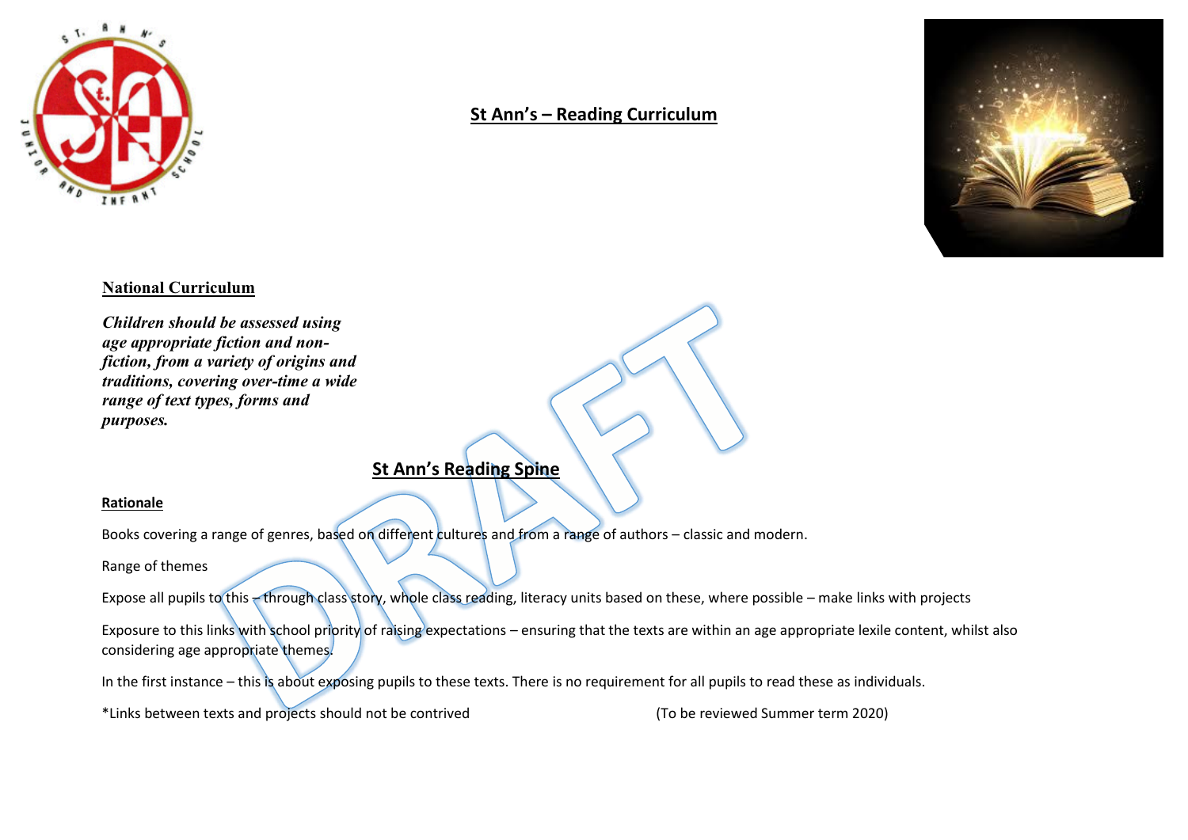# St Ann's – Reading Curriculum

## National Curriculum

***Children should be assessed using age appropriate fiction and non-fiction, from a variety of origins and traditions, covering over-time a wide range of text types, forms and purposes.***

## St Ann's Reading Spine

### Rationale

Books covering a range of genres, based on different cultures and from a range of authors – classic and modern.

Range of themes

Expose all pupils to this – through class story, whole class reading, literacy units based on these, where possible – make links with projects

Exposure to this links with school priority of raising expectations – ensuring that the texts are within an age appropriate lexile content, whilst also considering age appropriate themes.

In the first instance – this is about exposing pupils to these texts. There is no requirement for all pupils to read these as individuals.

*Links between texts and projects should not be contrived (To be reviewed Summer term 2020)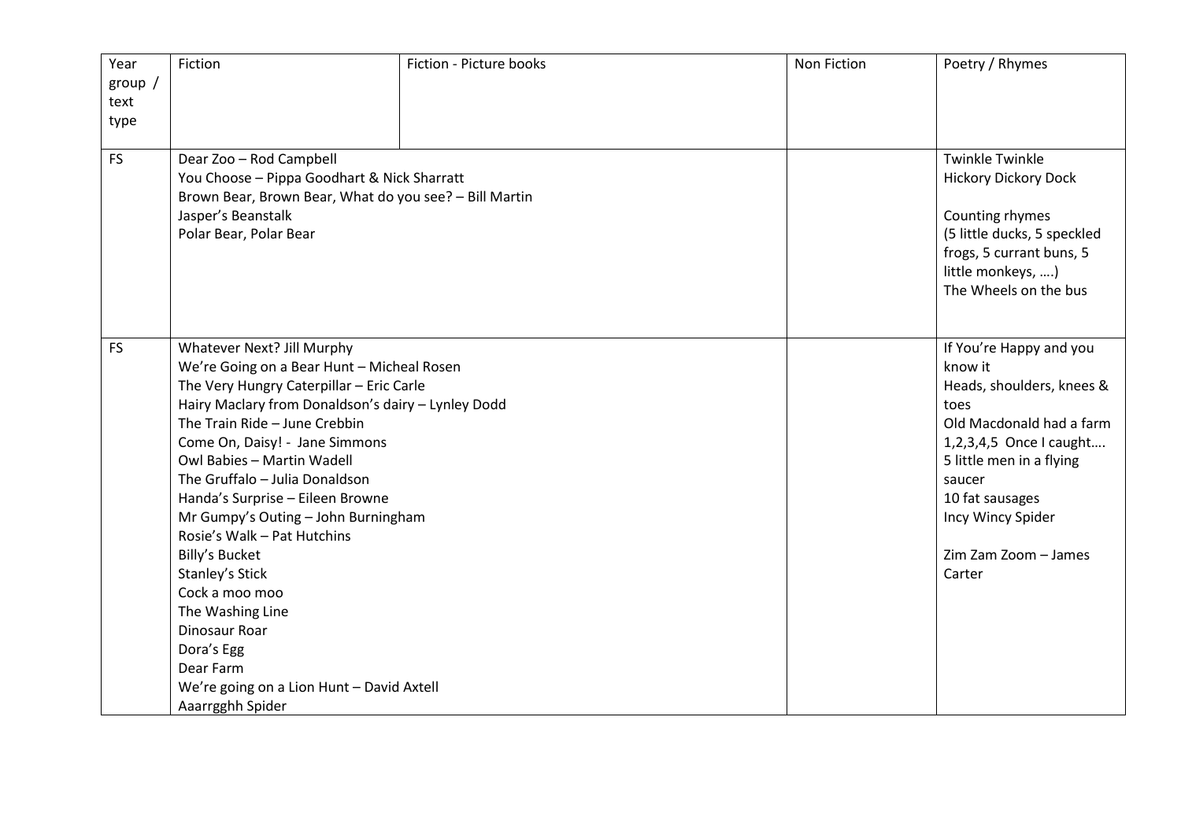| Year group / text type | Fiction | Fiction - Picture books | Non Fiction | Poetry / Rhymes |
|---|---|---|---|---|
| FS | Dear Zoo – Rod Campbell<br>You Choose – Pippa Goodhart & Nick Sharratt<br>Brown Bear, Brown Bear, What do you see? – Bill Martin<br>Jasper's Beanstalk<br>Polar Bear, Polar Bear | | | Twinkle Twinkle<br>Hickory Dickory Dock<br><br>Counting rhymes<br>(5 little ducks, 5 speckled frogs, 5 currant buns, 5 little monkeys, ….)<br>The Wheels on the bus |
| FS | Whatever Next? Jill Murphy<br>We're Going on a Bear Hunt – Micheal Rosen<br>The Very Hungry Caterpillar – Eric Carle<br>Hairy Maclary from Donaldson's dairy – Lynley Dodd<br>The Train Ride – June Crebbin<br>Come On, Daisy! - Jane Simmons<br>Owl Babies – Martin Wadell<br>The Gruffalo – Julia Donaldson<br>Handa's Surprise – Eileen Browne<br>Mr Gumpy's Outing – John Burningham<br>Rosie's Walk – Pat Hutchins<br>Billy's Bucket<br>Stanley's Stick<br>Cock a moo moo<br>The Washing Line<br>Dinosaur Roar<br>Dora's Egg<br>Dear Farm<br>We're going on a Lion Hunt – David Axtell<br>Aaarrgghh Spider | | | If You're Happy and you know it<br>Heads, shoulders, knees & toes<br>Old Macdonald had a farm<br>1,2,3,4,5 Once I caught….<br>5 little men in a flying saucer<br>10 fat sausages<br>Incy Wincy Spider<br><br>Zim Zam Zoom – James Carter |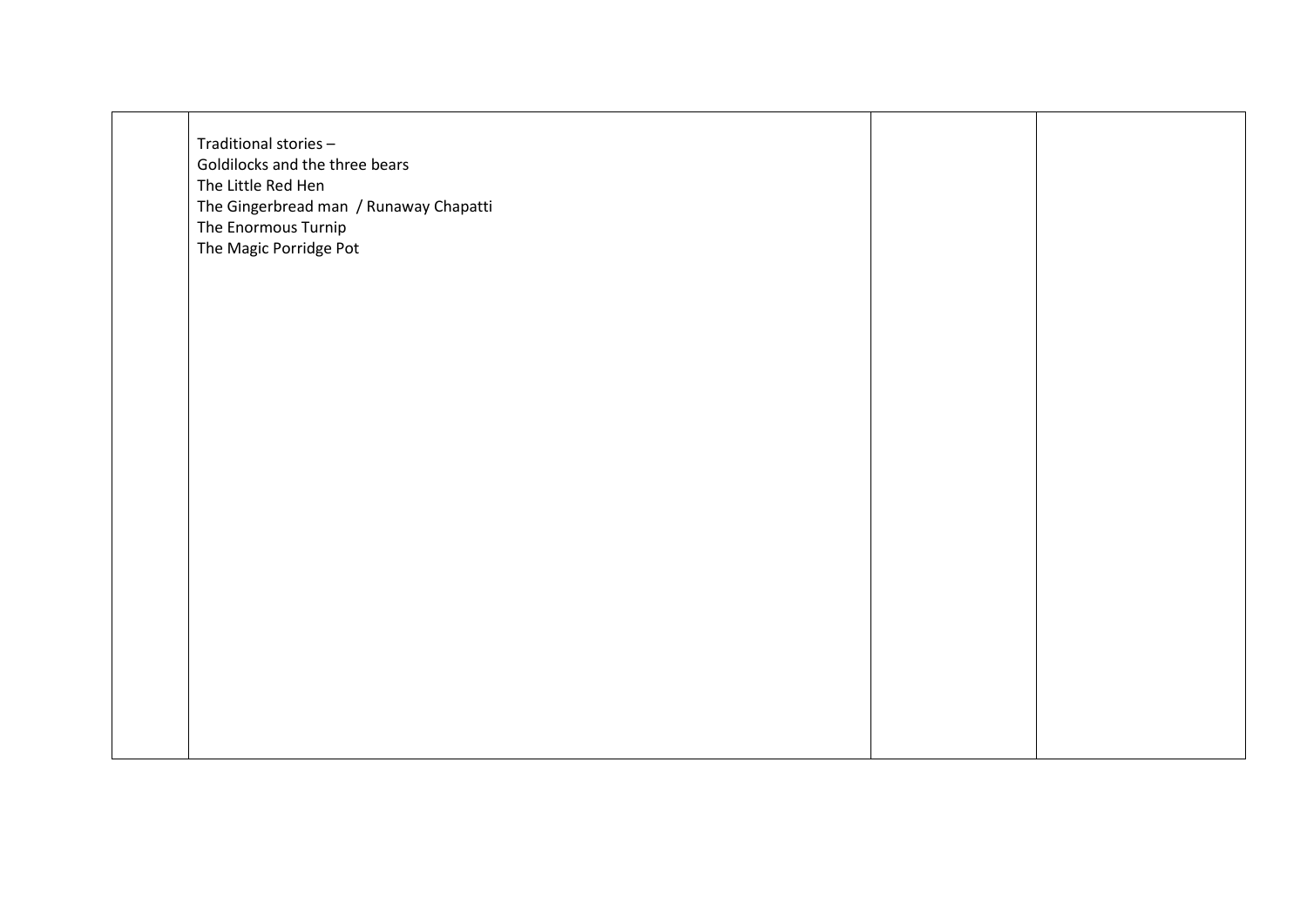|  | Traditional stories –<br>Goldilocks and the three bears<br>The Little Red Hen<br>The Gingerbread man / Runaway Chapatti<br>The Enormous Turnip<br>The Magic Porridge Pot |  |  |
|---|---|---|---|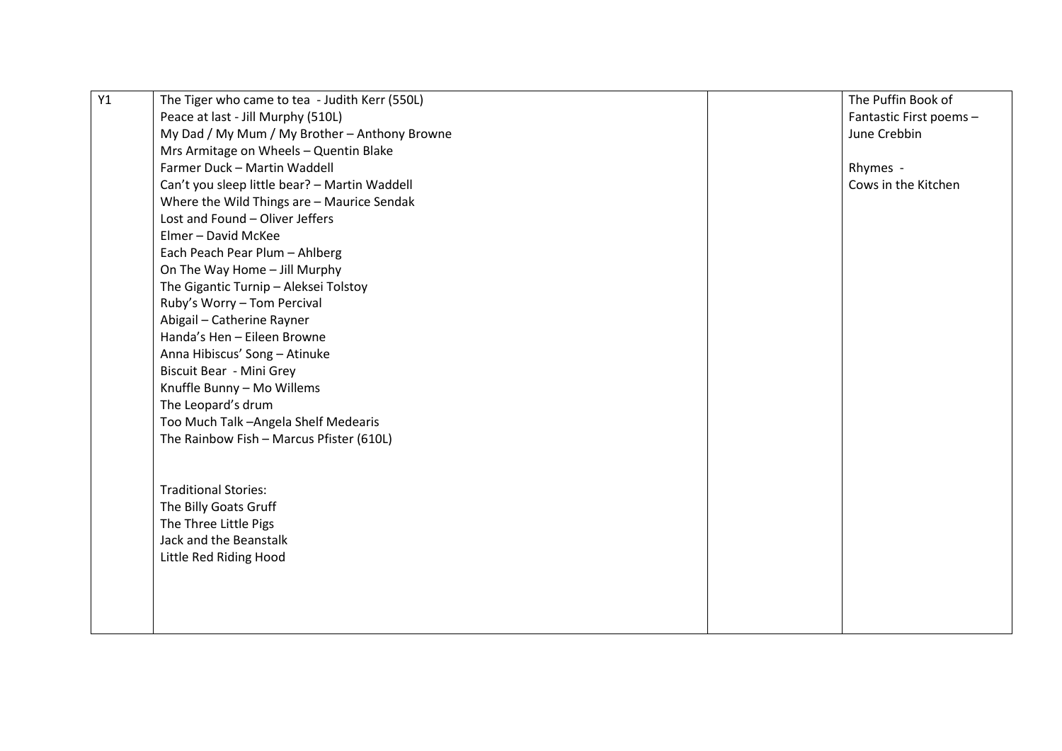| Y1 | The Tiger who came to tea - Judith Kerr (550L)<br>Peace at last - Jill Murphy (510L)<br>My Dad / My Mum / My Brother – Anthony Browne<br>Mrs Armitage on Wheels – Quentin Blake<br>Farmer Duck – Martin Waddell<br>Can't you sleep little bear? – Martin Waddell<br>Where the Wild Things are – Maurice Sendak<br>Lost and Found – Oliver Jeffers<br>Elmer – David McKee<br>Each Peach Pear Plum – Ahlberg<br>On The Way Home – Jill Murphy<br>The Gigantic Turnip – Aleksei Tolstoy<br>Ruby's Worry – Tom Percival<br>Abigail – Catherine Rayner<br>Handa's Hen – Eileen Browne<br>Anna Hibiscus' Song – Atinuke<br>Biscuit Bear - Mini Grey<br>Knuffle Bunny – Mo Willems<br>The Leopard's drum<br>Too Much Talk –Angela Shelf Medearis<br>The Rainbow Fish – Marcus Pfister (610L)<br><br>Traditional Stories:<br>The Billy Goats Gruff<br>The Three Little Pigs<br>Jack and the Beanstalk<br>Little Red Riding Hood | | The Puffin Book of Fantastic First poems – June Crebbin<br><br>Rhymes - Cows in the Kitchen |
|---|---|---|---|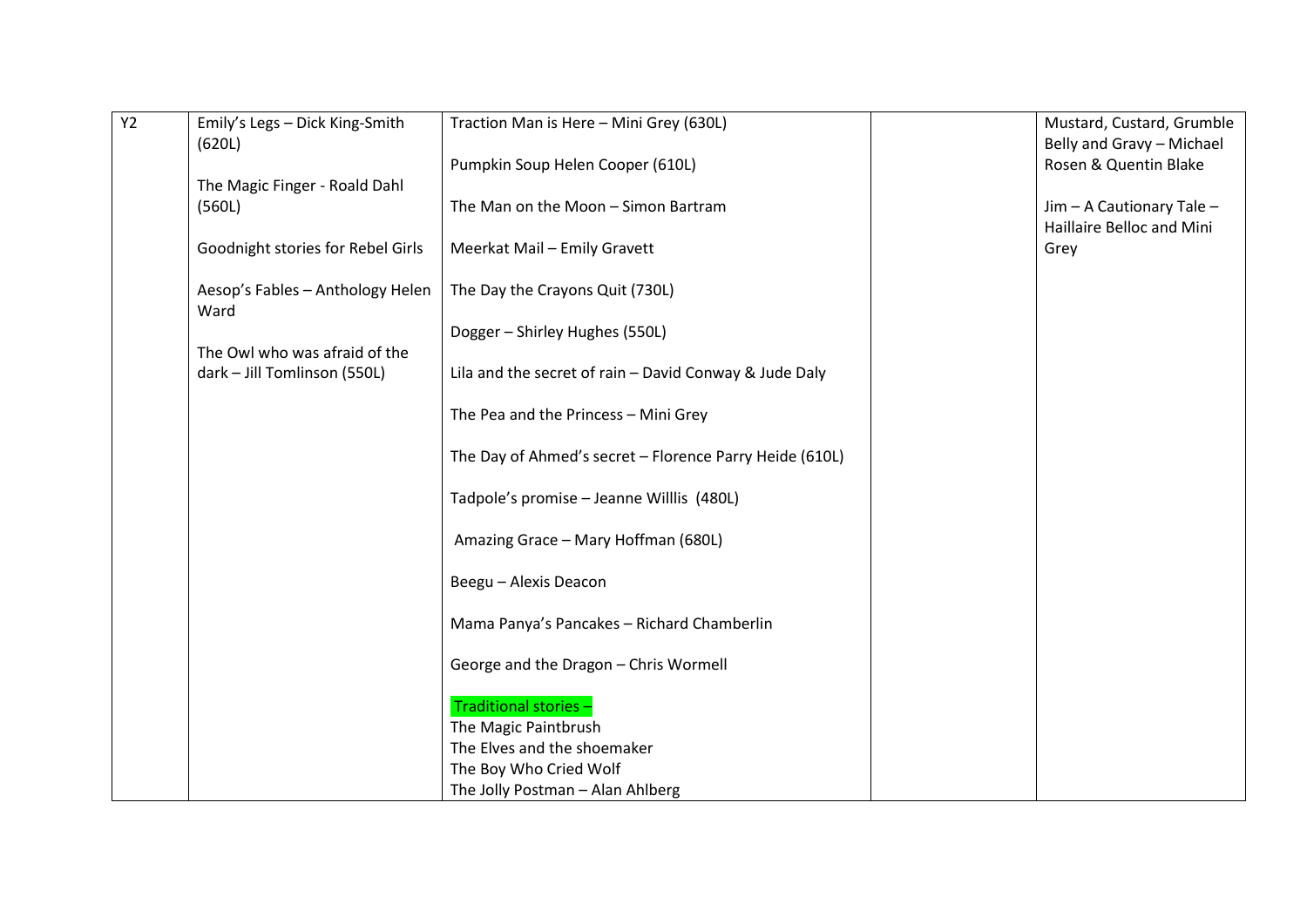| Y2 | Emily's Legs – Dick King-Smith (620L)<br><br>The Magic Finger - Roald Dahl (560L)<br><br>Goodnight stories for Rebel Girls<br><br>Aesop's Fables – Anthology Helen Ward<br><br>The Owl who was afraid of the dark – Jill Tomlinson (550L) | Traction Man is Here – Mini Grey (630L)<br><br>Pumpkin Soup Helen Cooper (610L)<br><br>The Man on the Moon – Simon Bartram<br><br>Meerkat Mail – Emily Gravett<br><br>The Day the Crayons Quit (730L)<br><br>Dogger – Shirley Hughes (550L)<br><br>Lila and the secret of rain – David Conway & Jude Daly<br><br>The Pea and the Princess – Mini Grey<br><br>The Day of Ahmed's secret – Florence Parry Heide (610L)<br><br>Tadpole's promise – Jeanne Willlis (480L)<br><br>Amazing Grace – Mary Hoffman (680L)<br><br>Beegu – Alexis Deacon<br><br>Mama Panya's Pancakes – Richard Chamberlin<br><br>George and the Dragon – Chris Wormell<br><br>Traditional stories –<br>The Magic Paintbrush<br>The Elves and the shoemaker<br>The Boy Who Cried Wolf<br>The Jolly Postman – Alan Ahlberg | | Mustard, Custard, Grumble Belly and Gravy – Michael Rosen & Quentin Blake<br><br>Jim – A Cautionary Tale – Haillaire Belloc and Mini Grey |
|---|---|---|---|---|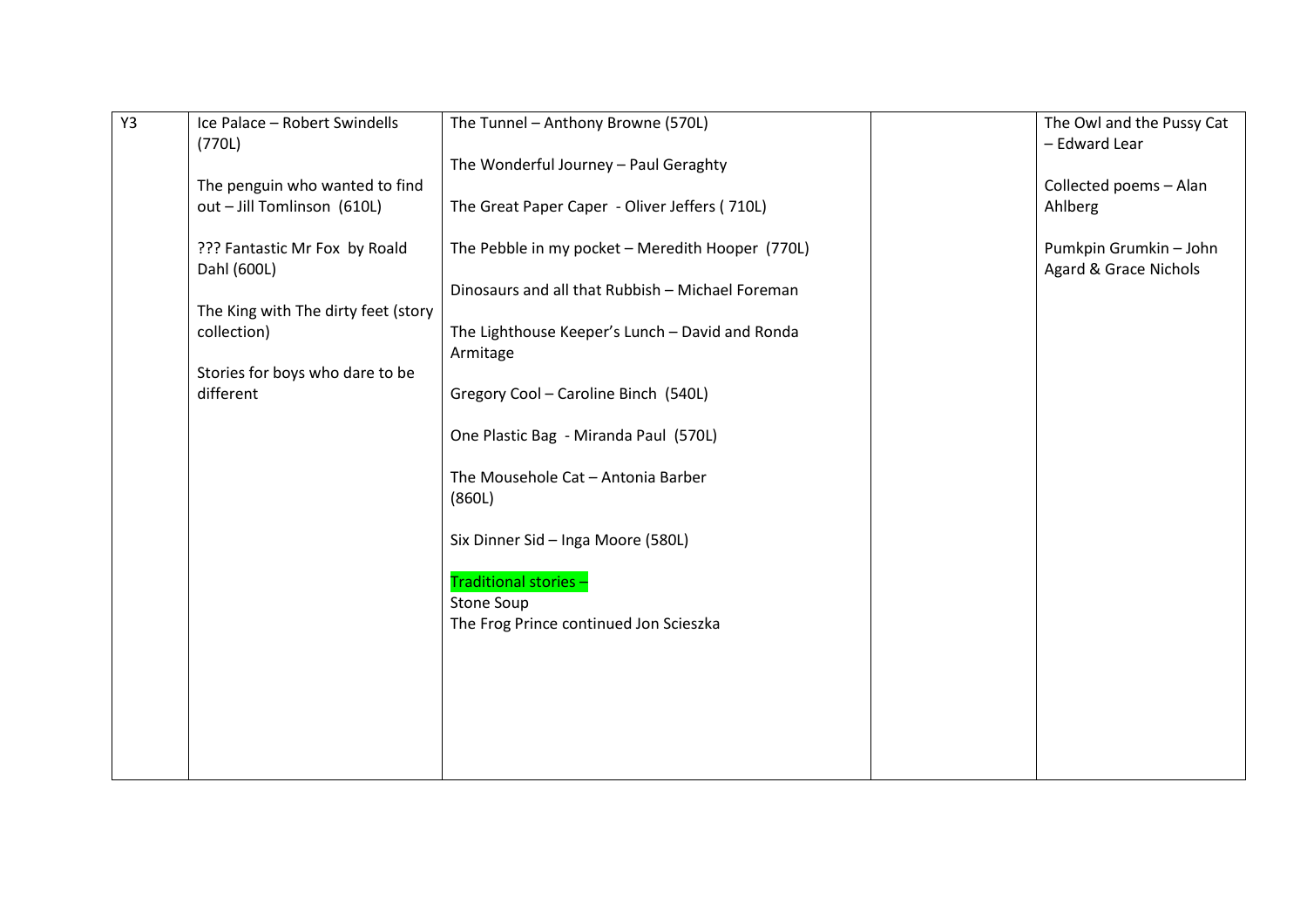| | | | | |
|---|---|---|---|---|
| Y3 | Ice Palace – Robert Swindells (770L)<br><br>The penguin who wanted to find out – Jill Tomlinson (610L)<br><br>??? Fantastic Mr Fox by Roald Dahl (600L)<br><br>The King with The dirty feet (story collection)<br><br>Stories for boys who dare to be different | The Tunnel – Anthony Browne (570L)<br><br>The Wonderful Journey – Paul Geraghty<br><br>The Great Paper Caper - Oliver Jeffers ( 710L)<br><br>The Pebble in my pocket – Meredith Hooper (770L)<br><br>Dinosaurs and all that Rubbish – Michael Foreman<br><br>The Lighthouse Keeper's Lunch – David and Ronda Armitage<br><br>Gregory Cool – Caroline Binch (540L)<br><br>One Plastic Bag - Miranda Paul (570L)<br><br>The Mousehole Cat – Antonia Barber (860L)<br><br>Six Dinner Sid – Inga Moore (580L)<br><br>Traditional stories –<br>Stone Soup<br>The Frog Prince continued Jon Scieszka | | The Owl and the Pussy Cat – Edward Lear<br><br>Collected poems – Alan Ahlberg<br><br>Pumkpin Grumkin – John Agard & Grace Nichols |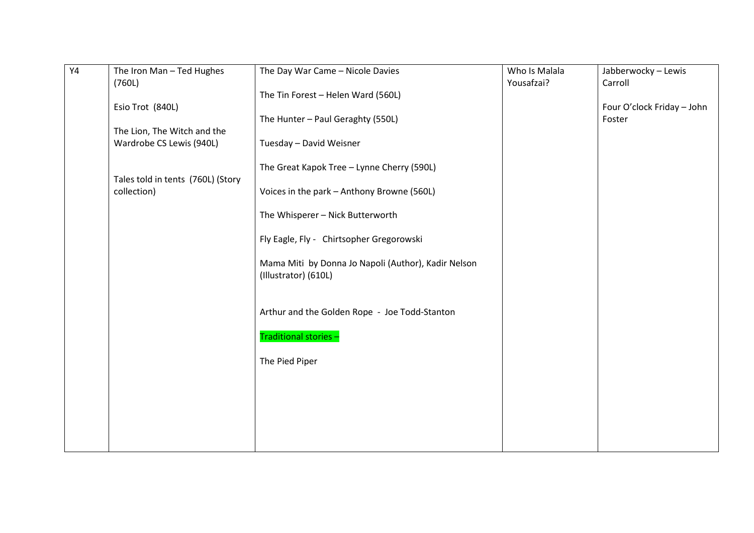| Y4 | The Iron Man – Ted Hughes (760L)<br><br>Esio Trot (840L)<br><br>The Lion, The Witch and the Wardrobe CS Lewis (940L)<br><br>Tales told in tents (760L) (Story collection) | The Day War Came – Nicole Davies<br><br>The Tin Forest – Helen Ward (560L)<br><br>The Hunter – Paul Geraghty (550L)<br><br>Tuesday – David Weisner<br><br>The Great Kapok Tree – Lynne Cherry (590L)<br><br>Voices in the park – Anthony Browne (560L)<br><br>The Whisperer – Nick Butterworth<br><br>Fly Eagle, Fly - Chirtsopher Gregorowski<br><br>Mama Miti by Donna Jo Napoli (Author), Kadir Nelson (Illustrator) (610L)<br><br>Arthur and the Golden Rope - Joe Todd-Stanton<br><br>Traditional stories –<br><br>The Pied Piper | Who Is Malala Yousafzai? | Jabberwocky – Lewis Carroll<br><br>Four O'clock Friday – John Foster |
|---|---|---|---|---|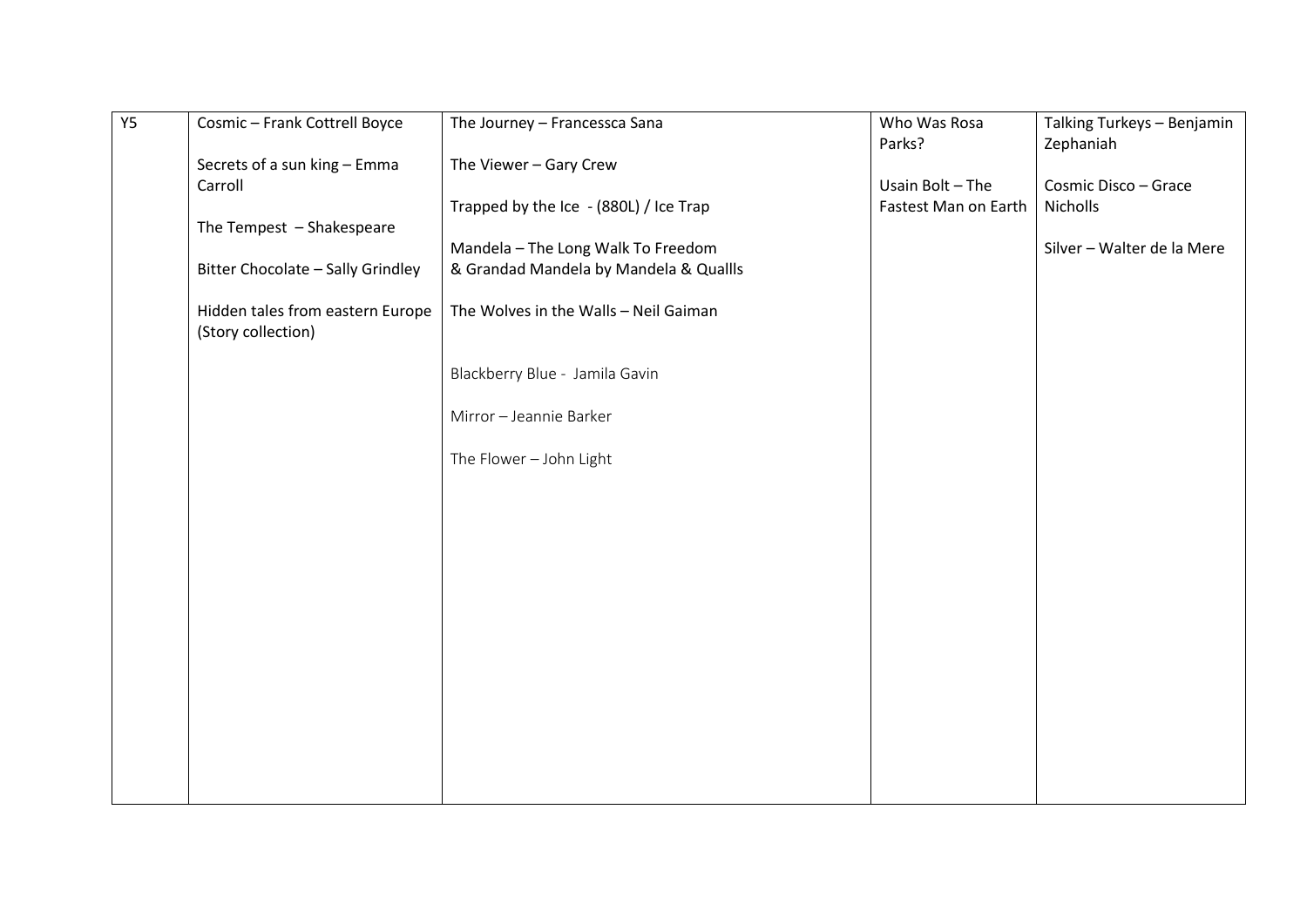| Y5 | Cosmic – Frank Cottrell Boyce<br><br>Secrets of a sun king – Emma Carroll<br><br>The Tempest – Shakespeare<br><br>Bitter Chocolate – Sally Grindley<br><br>Hidden tales from eastern Europe (Story collection) | The Journey – Francessca Sana<br><br>The Viewer – Gary Crew<br><br>Trapped by the Ice - (880L) / Ice Trap<br><br>Mandela – The Long Walk To Freedom & Grandad Mandela by Mandela & Quallls<br><br>The Wolves in the Walls – Neil Gaiman<br><br>Blackberry Blue - Jamila Gavin<br><br>Mirror – Jeannie Barker<br><br>The Flower – John Light | Who Was Rosa Parks?<br><br>Usain Bolt – The Fastest Man on Earth | Talking Turkeys – Benjamin Zephaniah<br><br>Cosmic Disco – Grace Nicholls<br><br>Silver – Walter de la Mere |
|---|---|---|---|---|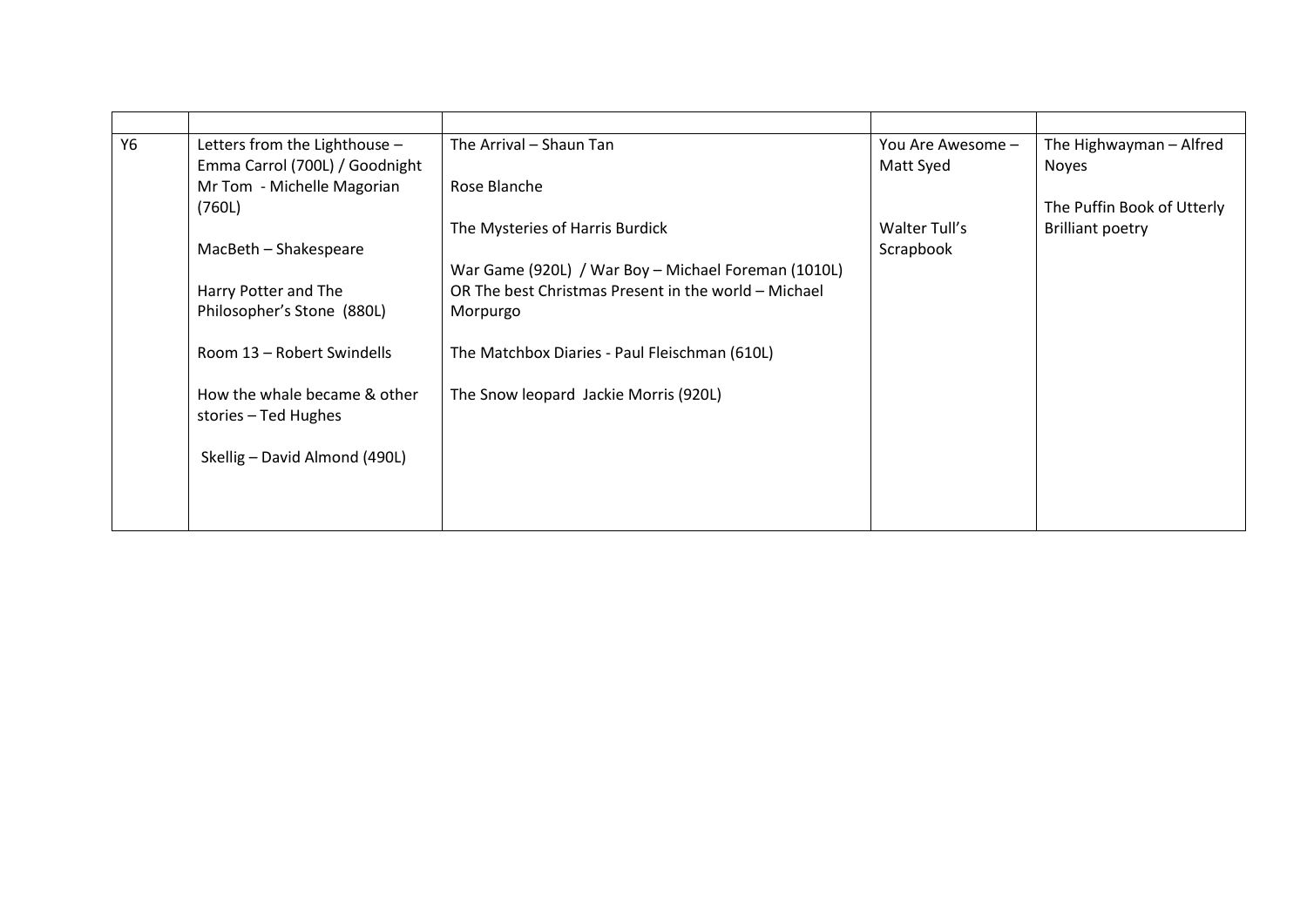| | | | | |
|---|---|---|---|---|
| Y6 | Letters from the Lighthouse – Emma Carrol (700L) / Goodnight Mr Tom - Michelle Magorian (760L)<br><br>MacBeth – Shakespeare<br><br>Harry Potter and The Philosopher's Stone (880L)<br><br>Room 13 – Robert Swindells<br><br>How the whale became & other stories – Ted Hughes<br><br>Skellig – David Almond (490L) | The Arrival – Shaun Tan<br><br>Rose Blanche<br><br>The Mysteries of Harris Burdick<br><br>War Game (920L) / War Boy – Michael Foreman (1010L) OR The best Christmas Present in the world – Michael Morpurgo<br><br>The Matchbox Diaries - Paul Fleischman (610L)<br><br>The Snow leopard Jackie Morris (920L) | You Are Awesome – Matt Syed<br><br>Walter Tull's Scrapbook | The Highwayman – Alfred Noyes<br><br>The Puffin Book of Utterly Brilliant poetry |